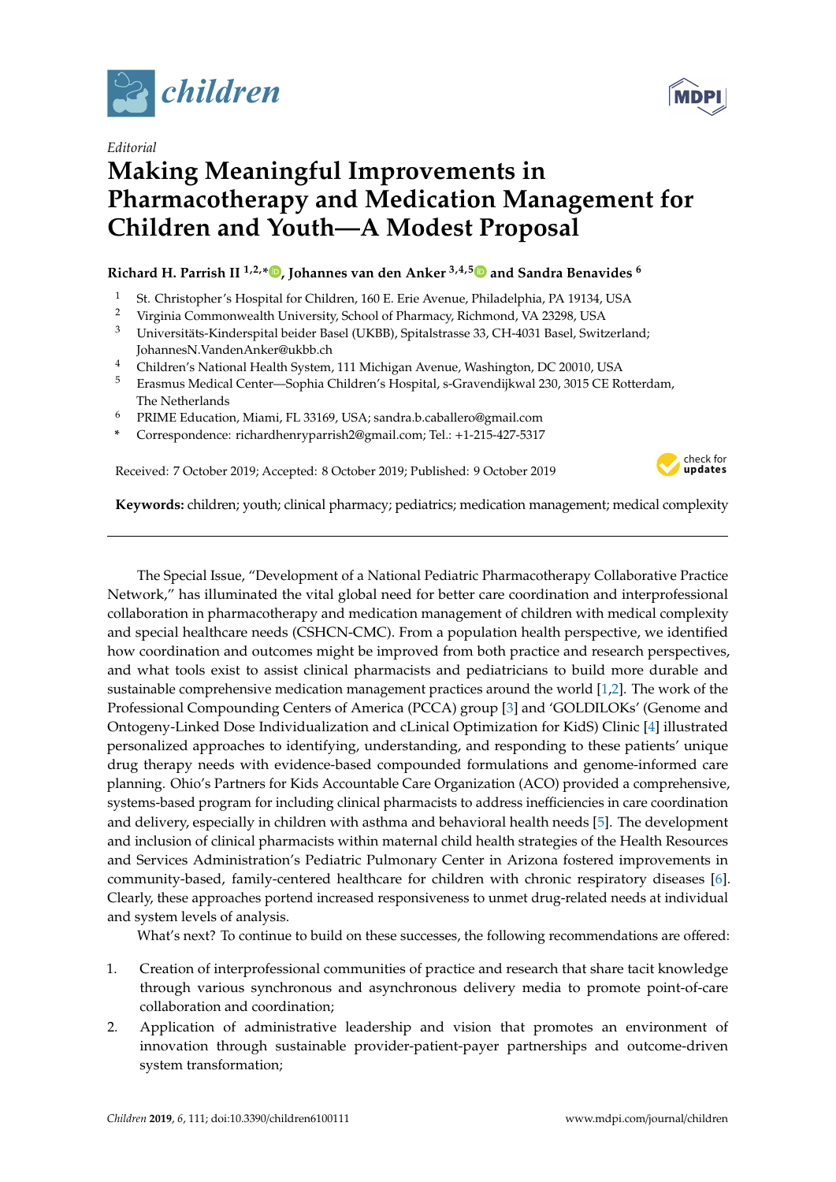*Editorial*

# Making Meaningful Improvements in Pharmacotherapy and Medication Management for Children and Youth—A Modest Proposal

**Richard H. Parrish II [1,2,*], Johannes van den Anker [3,4,5] and Sandra Benavides [6]**

1. St. Christopher's Hospital for Children, 160 E. Erie Avenue, Philadelphia, PA 19134, USA
2. Virginia Commonwealth University, School of Pharmacy, Richmond, VA 23298, USA
3. Universitäts-Kinderspital beider Basel (UKBB), Spitalstrasse 33, CH-4031 Basel, Switzerland; JohannesN.VandenAnker@ukbb.ch
4. Children's National Health System, 111 Michigan Avenue, Washington, DC 20010, USA
5. Erasmus Medical Center—Sophia Children's Hospital, s-Gravendijkwal 230, 3015 CE Rotterdam, The Netherlands
6. PRIME Education, Miami, FL 33169, USA; sandra.b.caballero@gmail.com

\* Correspondence: richardhenryparrish2@gmail.com; Tel.: +1-215-427-5317

Received: 7 October 2019; Accepted: 8 October 2019; Published: 9 October 2019

**Keywords:** children; youth; clinical pharmacy; pediatrics; medication management; medical complexity

---

The Special Issue, "Development of a National Pediatric Pharmacotherapy Collaborative Practice Network," has illuminated the vital global need for better care coordination and interprofessional collaboration in pharmacotherapy and medication management of children with medical complexity and special healthcare needs (CSHCN-CMC). From a population health perspective, we identified how coordination and outcomes might be improved from both practice and research perspectives, and what tools exist to assist clinical pharmacists and pediatricians to build more durable and sustainable comprehensive medication management practices around the world [1,2]. The work of the Professional Compounding Centers of America (PCCA) group [3] and 'GOLDILOKs' (Genome and Ontogeny-Linked Dose Individualization and cLinical Optimization for KidS) Clinic [4] illustrated personalized approaches to identifying, understanding, and responding to these patients' unique drug therapy needs with evidence-based compounded formulations and genome-informed care planning. Ohio's Partners for Kids Accountable Care Organization (ACO) provided a comprehensive, systems-based program for including clinical pharmacists to address inefficiencies in care coordination and delivery, especially in children with asthma and behavioral health needs [5]. The development and inclusion of clinical pharmacists within maternal child health strategies of the Health Resources and Services Administration's Pediatric Pulmonary Center in Arizona fostered improvements in community-based, family-centered healthcare for children with chronic respiratory diseases [6]. Clearly, these approaches portend increased responsiveness to unmet drug-related needs at individual and system levels of analysis.

What's next? To continue to build on these successes, the following recommendations are offered:

1. Creation of interprofessional communities of practice and research that share tacit knowledge through various synchronous and asynchronous delivery media to promote point-of-care collaboration and coordination;
2. Application of administrative leadership and vision that promotes an environment of innovation through sustainable provider-patient-payer partnerships and outcome-driven system transformation;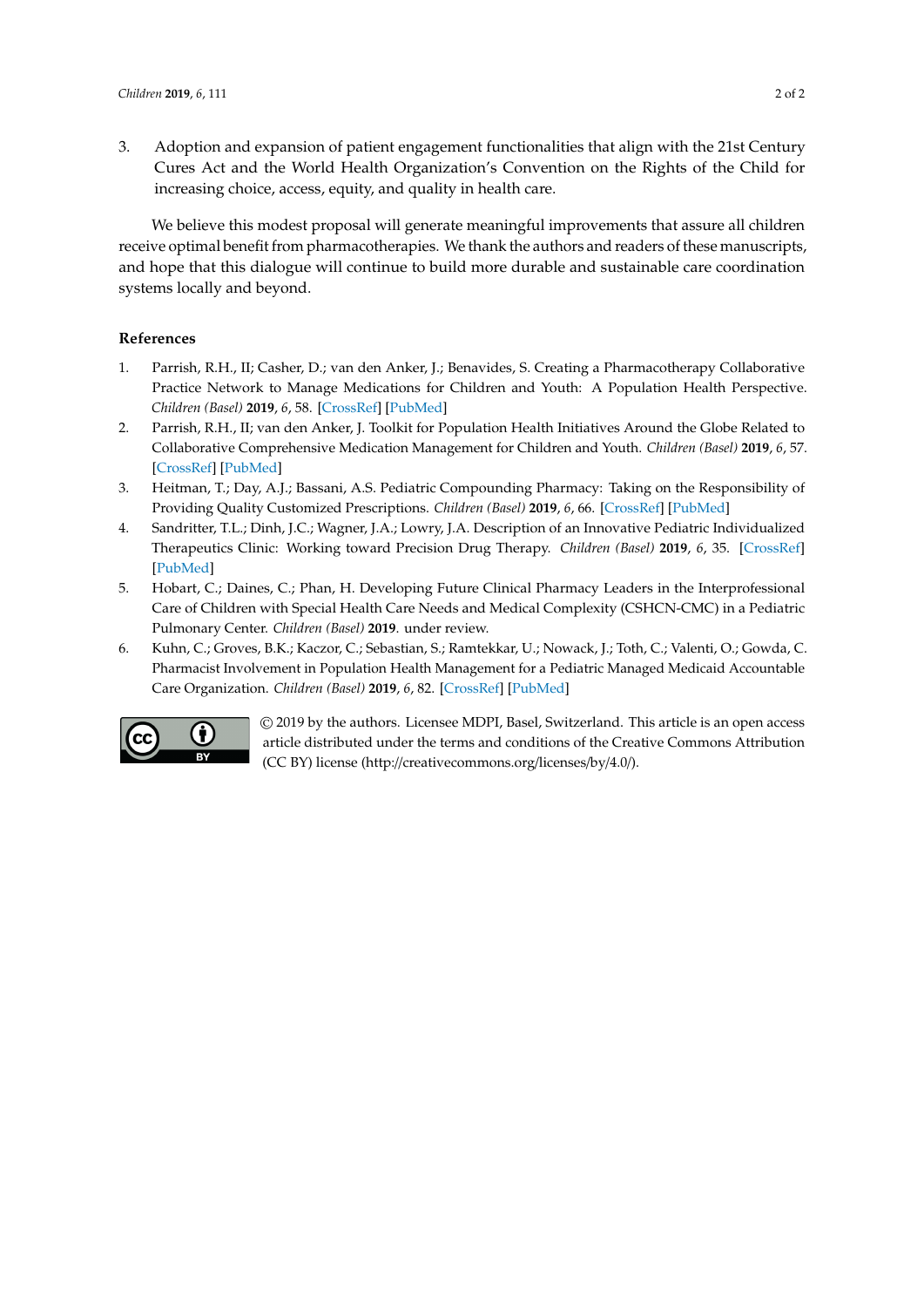3. Adoption and expansion of patient engagement functionalities that align with the 21st Century Cures Act and the World Health Organization's Convention on the Rights of the Child for increasing choice, access, equity, and quality in health care.

We believe this modest proposal will generate meaningful improvements that assure all children receive optimal benefit from pharmacotherapies. We thank the authors and readers of these manuscripts, and hope that this dialogue will continue to build more durable and sustainable care coordination systems locally and beyond.

## References

1. Parrish, R.H., II; Casher, D.; van den Anker, J.; Benavides, S. Creating a Pharmacotherapy Collaborative Practice Network to Manage Medications for Children and Youth: A Population Health Perspective. *Children (Basel)* **2019**, *6*, 58. [CrossRef] [PubMed]
2. Parrish, R.H., II; van den Anker, J. Toolkit for Population Health Initiatives Around the Globe Related to Collaborative Comprehensive Medication Management for Children and Youth. *Children (Basel)* **2019**, *6*, 57. [CrossRef] [PubMed]
3. Heitman, T.; Day, A.J.; Bassani, A.S. Pediatric Compounding Pharmacy: Taking on the Responsibility of Providing Quality Customized Prescriptions. *Children (Basel)* **2019**, *6*, 66. [CrossRef] [PubMed]
4. Sandritter, T.L.; Dinh, J.C.; Wagner, J.A.; Lowry, J.A. Description of an Innovative Pediatric Individualized Therapeutics Clinic: Working toward Precision Drug Therapy. *Children (Basel)* **2019**, *6*, 35. [CrossRef] [PubMed]
5. Hobart, C.; Daines, C.; Phan, H. Developing Future Clinical Pharmacy Leaders in the Interprofessional Care of Children with Special Health Care Needs and Medical Complexity (CSHCN-CMC) in a Pediatric Pulmonary Center. *Children (Basel)* **2019**. under review.
6. Kuhn, C.; Groves, B.K.; Kaczor, C.; Sebastian, S.; Ramtekkar, U.; Nowack, J.; Toth, C.; Valenti, O.; Gowda, C. Pharmacist Involvement in Population Health Management for a Pediatric Managed Medicaid Accountable Care Organization. *Children (Basel)* **2019**, *6*, 82. [CrossRef] [PubMed]

© 2019 by the authors. Licensee MDPI, Basel, Switzerland. This article is an open access article distributed under the terms and conditions of the Creative Commons Attribution (CC BY) license (http://creativecommons.org/licenses/by/4.0/).